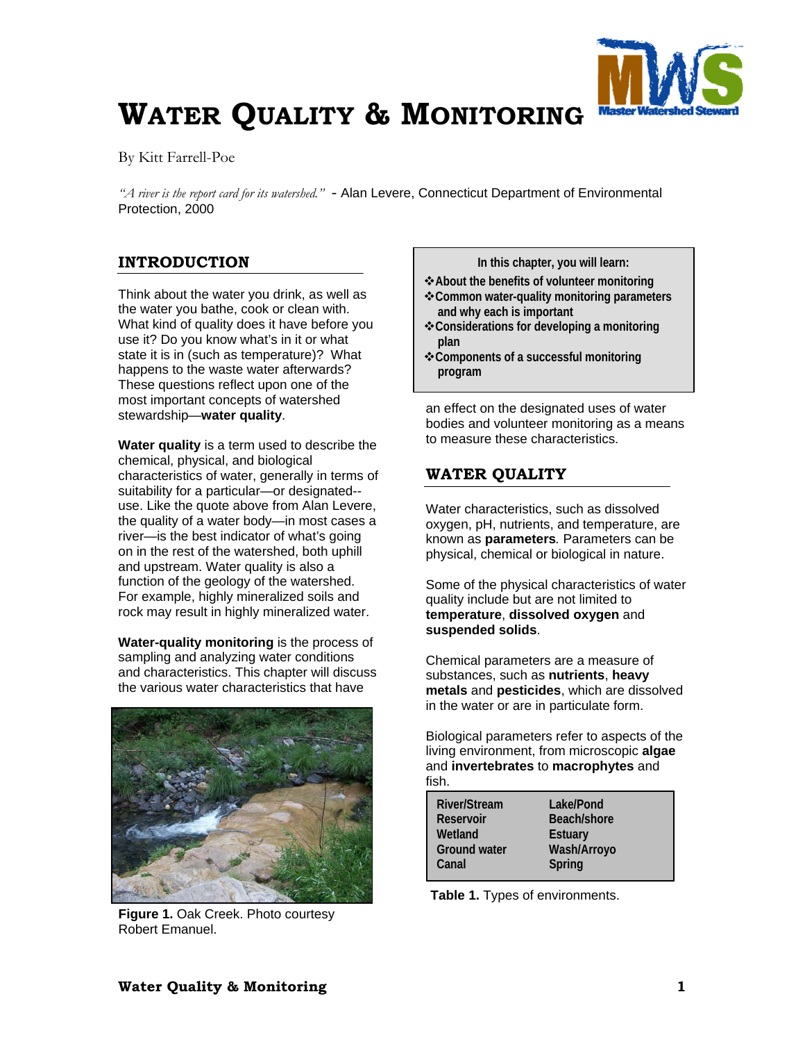# WATER QUALITY & MONITORING

By Kitt Farrell-Poe

*"A river is the report card for its watershed."* - Alan Levere, Connecticut Department of Environmental Protection, 2000

## INTRODUCTION

Think about the water you drink, as well as the water you bathe, cook or clean with. What kind of quality does it have before you use it? Do you know what's in it or what state it is in (such as temperature)? What happens to the waste water afterwards? These questions reflect upon one of the most important concepts of watershed stewardship—**water quality**.

**Water quality** is a term used to describe the chemical, physical, and biological characteristics of water, generally in terms of suitability for a particular—or designated--use. Like the quote above from Alan Levere, the quality of a water body—in most cases a river—is the best indicator of what's going on in the rest of the watershed, both uphill and upstream. Water quality is also a function of the geology of the watershed. For example, highly mineralized soils and rock may result in highly mineralized water.

**Water-quality monitoring** is the process of sampling and analyzing water conditions and characteristics. This chapter will discuss the various water characteristics that have an effect on the designated uses of water bodies and volunteer monitoring as a means to measure these characteristics.

**Figure 1.** Oak Creek. Photo courtesy Robert Emanuel.

> **In this chapter, you will learn:**
> - About the benefits of volunteer monitoring
> - Common water-quality monitoring parameters and why each is important
> - Considerations for developing a monitoring plan
> - Components of a successful monitoring program

## WATER QUALITY

Water characteristics, such as dissolved oxygen, pH, nutrients, and temperature, are known as **parameters**. Parameters can be physical, chemical or biological in nature.

Some of the physical characteristics of water quality include but are not limited to **temperature**, **dissolved oxygen** and **suspended solids**.

Chemical parameters are a measure of substances, such as **nutrients**, **heavy metals** and **pesticides**, which are dissolved in the water or are in particulate form.

Biological parameters refer to aspects of the living environment, from microscopic **algae** and **invertebrates** to **macrophytes** and fish.

| | |
|---|---|
| River/Stream | Lake/Pond |
| Reservoir | Beach/shore |
| Wetland | Estuary |
| Ground water | Wash/Arroyo |
| Canal | Spring |

**Table 1.** Types of environments.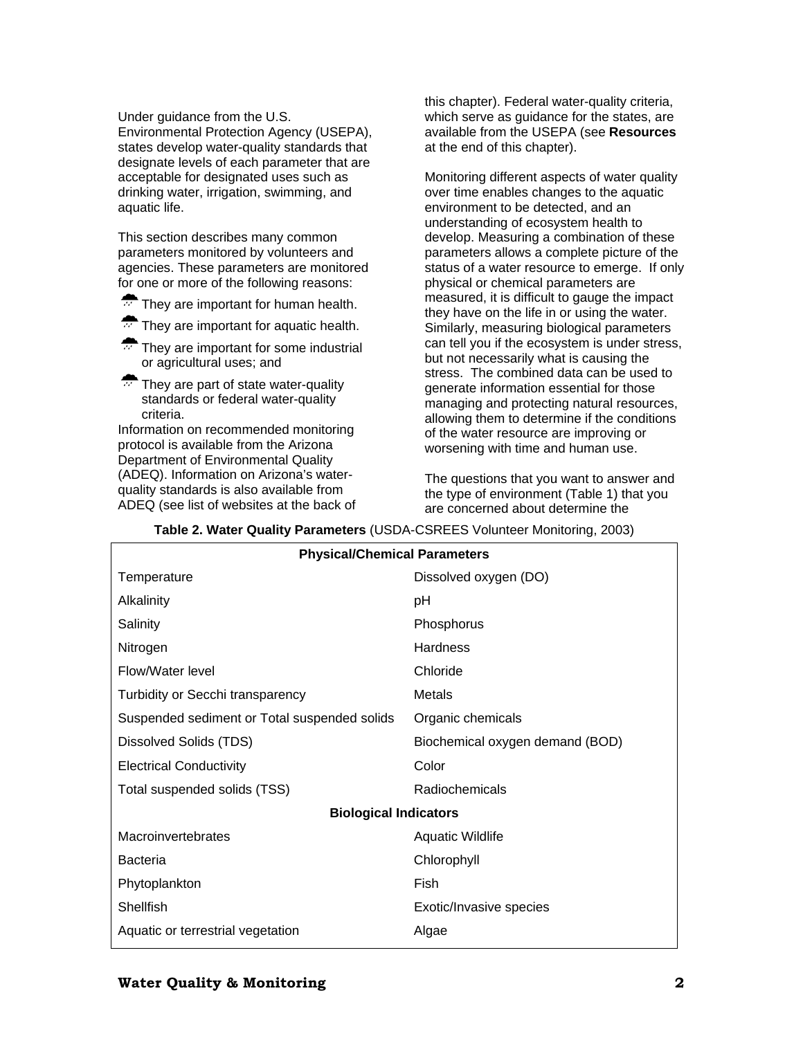Under guidance from the U.S. Environmental Protection Agency (USEPA), states develop water-quality standards that designate levels of each parameter that are acceptable for designated uses such as drinking water, irrigation, swimming, and aquatic life.

This section describes many common parameters monitored by volunteers and agencies. These parameters are monitored for one or more of the following reasons:

- They are important for human health.
- They are important for aquatic health.
- They are important for some industrial or agricultural uses; and
- They are part of state water-quality standards or federal water-quality criteria.

Information on recommended monitoring protocol is available from the Arizona Department of Environmental Quality (ADEQ). Information on Arizona's water-quality standards is also available from ADEQ (see list of websites at the back of this chapter). Federal water-quality criteria, which serve as guidance for the states, are available from the USEPA (see **Resources** at the end of this chapter).

Monitoring different aspects of water quality over time enables changes to the aquatic environment to be detected, and an understanding of ecosystem health to develop. Measuring a combination of these parameters allows a complete picture of the status of a water resource to emerge. If only physical or chemical parameters are measured, it is difficult to gauge the impact they have on the life in or using the water. Similarly, measuring biological parameters can tell you if the ecosystem is under stress, but not necessarily what is causing the stress. The combined data can be used to generate information essential for those managing and protecting natural resources, allowing them to determine if the conditions of the water resource are improving or worsening with time and human use.

The questions that you want to answer and the type of environment (Table 1) that you are concerned about determine the

**Table 2. Water Quality Parameters** (USDA-CSREES Volunteer Monitoring, 2003)

| **Physical/Chemical Parameters** | |
|---|---|
| Temperature | Dissolved oxygen (DO) |
| Alkalinity | pH |
| Salinity | Phosphorus |
| Nitrogen | Hardness |
| Flow/Water level | Chloride |
| Turbidity or Secchi transparency | Metals |
| Suspended sediment or Total suspended solids | Organic chemicals |
| Dissolved Solids (TDS) | Biochemical oxygen demand (BOD) |
| Electrical Conductivity | Color |
| Total suspended solids (TSS) | Radiochemicals |
| **Biological Indicators** | |
| Macroinvertebrates | Aquatic Wildlife |
| Bacteria | Chlorophyll |
| Phytoplankton | Fish |
| Shellfish | Exotic/Invasive species |
| Aquatic or terrestrial vegetation | Algae |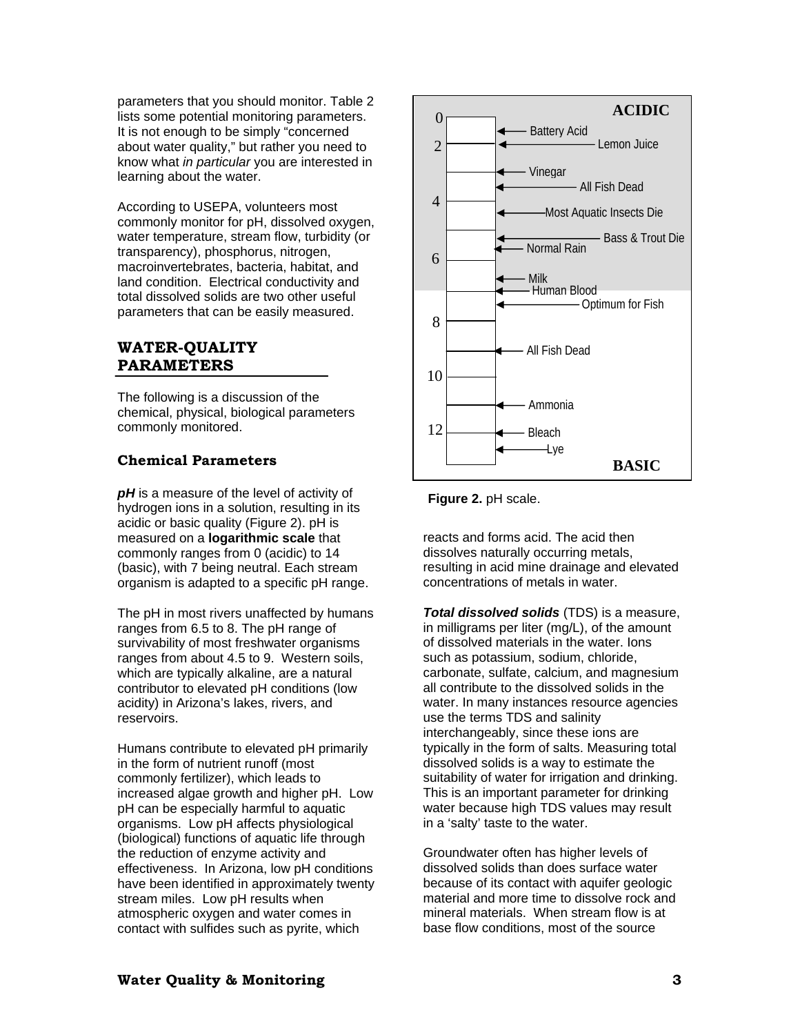parameters that you should monitor. Table 2 lists some potential monitoring parameters. It is not enough to be simply "concerned about water quality," but rather you need to know what *in particular* you are interested in learning about the water.

According to USEPA, volunteers most commonly monitor for pH, dissolved oxygen, water temperature, stream flow, turbidity (or transparency), phosphorus, nitrogen, macroinvertebrates, bacteria, habitat, and land condition. Electrical conductivity and total dissolved solids are two other useful parameters that can be easily measured.

## WATER-QUALITY PARAMETERS

The following is a discussion of the chemical, physical, biological parameters commonly monitored.

### Chemical Parameters

***pH*** is a measure of the level of activity of hydrogen ions in a solution, resulting in its acidic or basic quality (Figure 2). pH is measured on a **logarithmic scale** that commonly ranges from 0 (acidic) to 14 (basic), with 7 being neutral. Each stream organism is adapted to a specific pH range.

The pH in most rivers unaffected by humans ranges from 6.5 to 8. The pH range of survivability of most freshwater organisms ranges from about 4.5 to 9. Western soils, which are typically alkaline, are a natural contributor to elevated pH conditions (low acidity) in Arizona's lakes, rivers, and reservoirs.

Humans contribute to elevated pH primarily in the form of nutrient runoff (most commonly fertilizer), which leads to increased algae growth and higher pH. Low pH can be especially harmful to aquatic organisms. Low pH affects physiological (biological) functions of aquatic life through the reduction of enzyme activity and effectiveness. In Arizona, low pH conditions have been identified in approximately twenty stream miles. Low pH results when atmospheric oxygen and water comes in contact with sulfides such as pyrite, which reacts and forms acid. The acid then dissolves naturally occurring metals, resulting in acid mine drainage and elevated concentrations of metals in water.

ACIDIC

0
2
4
6
8
10
12

Battery Acid
Lemon Juice
Vinegar
All Fish Dead
Most Aquatic Insects Die
Bass & Trout Die
Normal Rain
Milk
Human Blood
Optimum for Fish
All Fish Dead
Ammonia
Bleach
Lye

BASIC

**Figure 2.** pH scale.

***Total dissolved solids*** (TDS) is a measure, in milligrams per liter (mg/L), of the amount of dissolved materials in the water. Ions such as potassium, sodium, chloride, carbonate, sulfate, calcium, and magnesium all contribute to the dissolved solids in the water. In many instances resource agencies use the terms TDS and salinity interchangeably, since these ions are typically in the form of salts. Measuring total dissolved solids is a way to estimate the suitability of water for irrigation and drinking. This is an important parameter for drinking water because high TDS values may result in a 'salty' taste to the water.

Groundwater often has higher levels of dissolved solids than does surface water because of its contact with aquifer geologic material and more time to dissolve rock and mineral materials. When stream flow is at base flow conditions, most of the source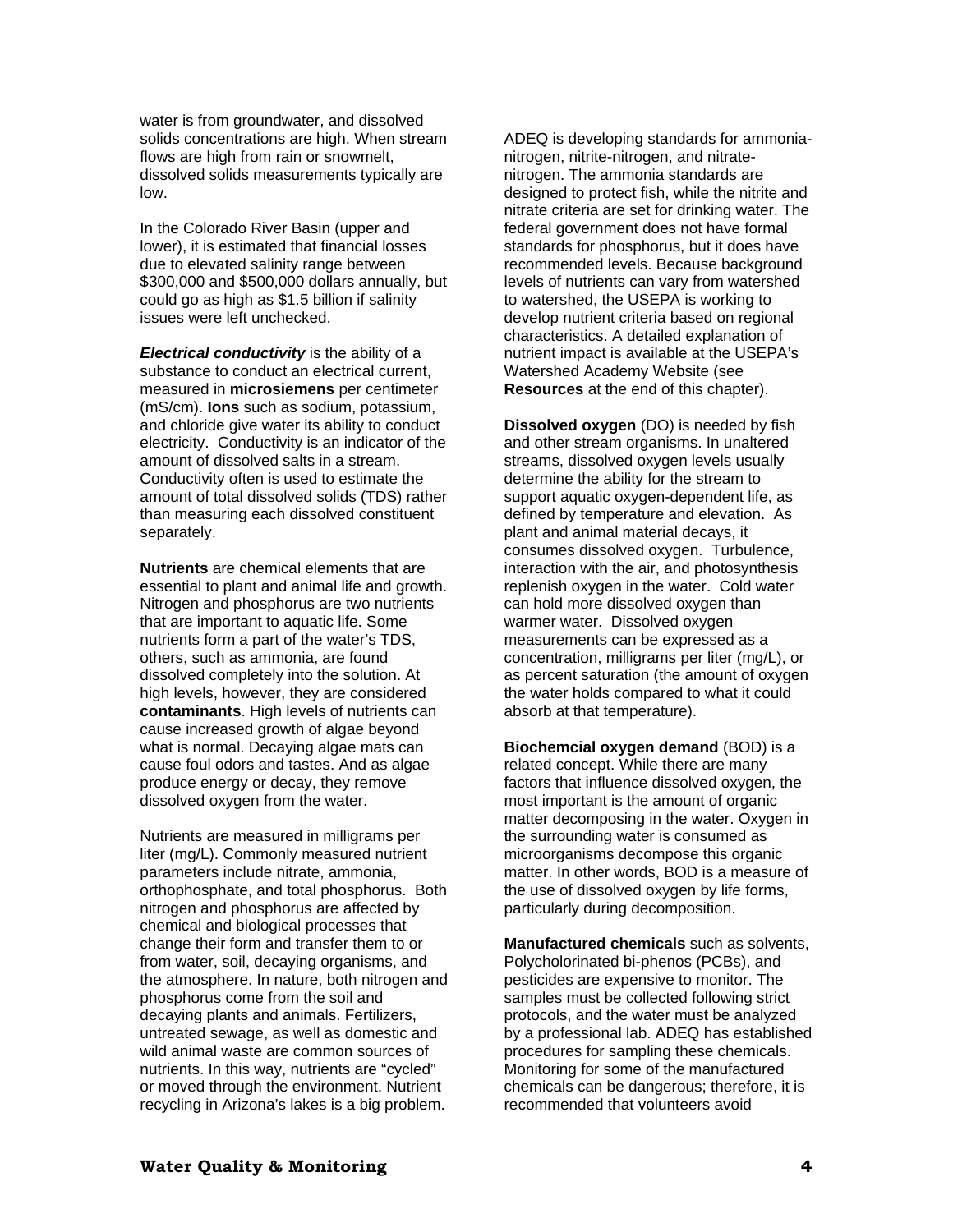water is from groundwater, and dissolved solids concentrations are high. When stream flows are high from rain or snowmelt, dissolved solids measurements typically are low.

In the Colorado River Basin (upper and lower), it is estimated that financial losses due to elevated salinity range between $300,000 and $500,000 dollars annually, but could go as high as $1.5 billion if salinity issues were left unchecked.

***Electrical conductivity*** is the ability of a substance to conduct an electrical current, measured in **microsiemens** per centimeter (mS/cm). **Ions** such as sodium, potassium, and chloride give water its ability to conduct electricity. Conductivity is an indicator of the amount of dissolved salts in a stream. Conductivity often is used to estimate the amount of total dissolved solids (TDS) rather than measuring each dissolved constituent separately.

**Nutrients** are chemical elements that are essential to plant and animal life and growth. Nitrogen and phosphorus are two nutrients that are important to aquatic life. Some nutrients form a part of the water's TDS, others, such as ammonia, are found dissolved completely into the solution. At high levels, however, they are considered **contaminants**. High levels of nutrients can cause increased growth of algae beyond what is normal. Decaying algae mats can cause foul odors and tastes. And as algae produce energy or decay, they remove dissolved oxygen from the water.

Nutrients are measured in milligrams per liter (mg/L). Commonly measured nutrient parameters include nitrate, ammonia, orthophosphate, and total phosphorus. Both nitrogen and phosphorus are affected by chemical and biological processes that change their form and transfer them to or from water, soil, decaying organisms, and the atmosphere. In nature, both nitrogen and phosphorus come from the soil and decaying plants and animals. Fertilizers, untreated sewage, as well as domestic and wild animal waste are common sources of nutrients. In this way, nutrients are "cycled" or moved through the environment. Nutrient recycling in Arizona's lakes is a big problem.

ADEQ is developing standards for ammonia-nitrogen, nitrite-nitrogen, and nitrate-nitrogen. The ammonia standards are designed to protect fish, while the nitrite and nitrate criteria are set for drinking water. The federal government does not have formal standards for phosphorus, but it does have recommended levels. Because background levels of nutrients can vary from watershed to watershed, the USEPA is working to develop nutrient criteria based on regional characteristics. A detailed explanation of nutrient impact is available at the USEPA's Watershed Academy Website (see **Resources** at the end of this chapter).

**Dissolved oxygen** (DO) is needed by fish and other stream organisms. In unaltered streams, dissolved oxygen levels usually determine the ability for the stream to support aquatic oxygen-dependent life, as defined by temperature and elevation. As plant and animal material decays, it consumes dissolved oxygen. Turbulence, interaction with the air, and photosynthesis replenish oxygen in the water. Cold water can hold more dissolved oxygen than warmer water. Dissolved oxygen measurements can be expressed as a concentration, milligrams per liter (mg/L), or as percent saturation (the amount of oxygen the water holds compared to what it could absorb at that temperature).

**Biochemcial oxygen demand** (BOD) is a related concept. While there are many factors that influence dissolved oxygen, the most important is the amount of organic matter decomposing in the water. Oxygen in the surrounding water is consumed as microorganisms decompose this organic matter. In other words, BOD is a measure of the use of dissolved oxygen by life forms, particularly during decomposition.

**Manufactured chemicals** such as solvents, Polycholorinated bi-phenos (PCBs), and pesticides are expensive to monitor. The samples must be collected following strict protocols, and the water must be analyzed by a professional lab. ADEQ has established procedures for sampling these chemicals. Monitoring for some of the manufactured chemicals can be dangerous; therefore, it is recommended that volunteers avoid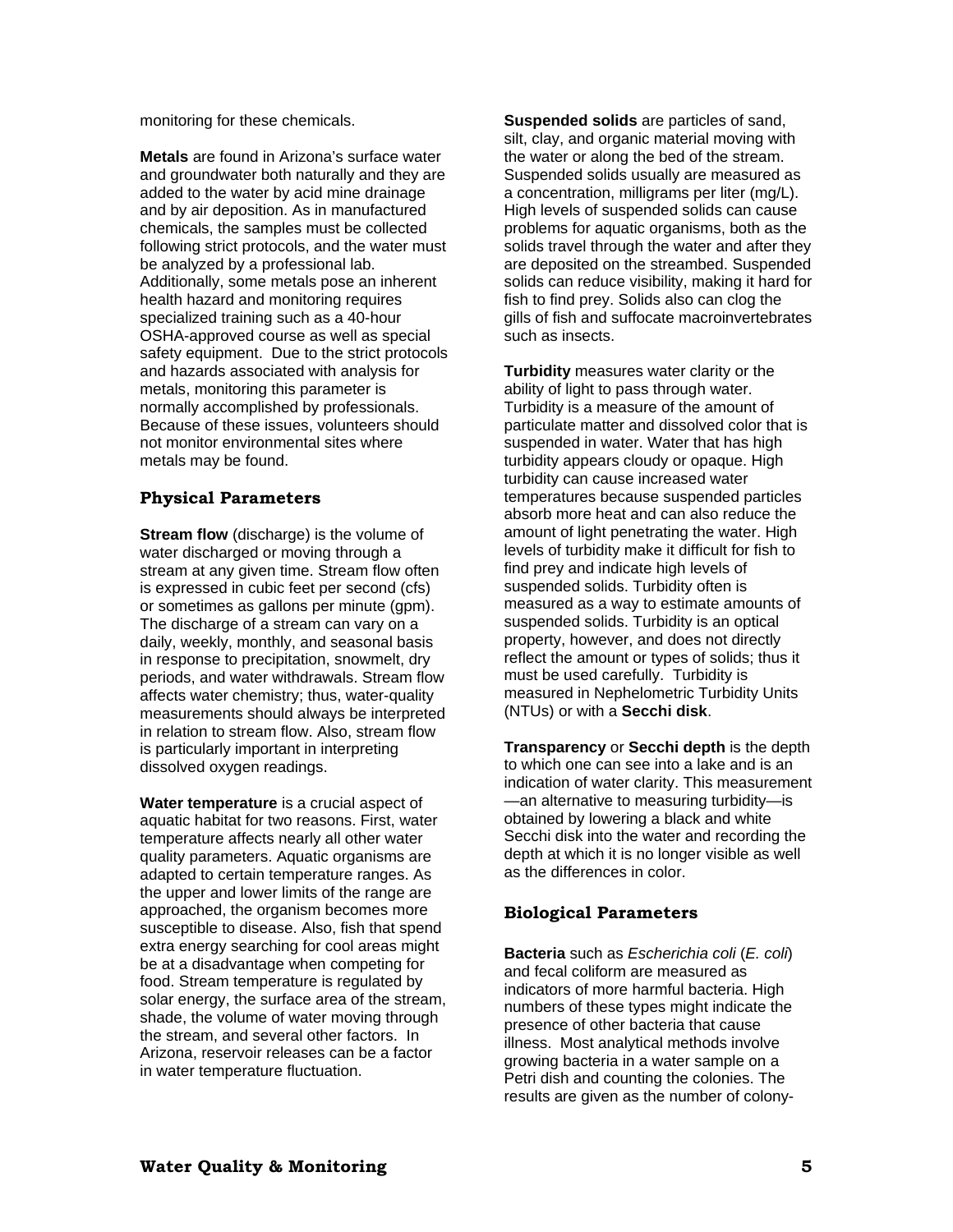monitoring for these chemicals.

**Metals** are found in Arizona's surface water and groundwater both naturally and they are added to the water by acid mine drainage and by air deposition. As in manufactured chemicals, the samples must be collected following strict protocols, and the water must be analyzed by a professional lab. Additionally, some metals pose an inherent health hazard and monitoring requires specialized training such as a 40-hour OSHA-approved course as well as special safety equipment. Due to the strict protocols and hazards associated with analysis for metals, monitoring this parameter is normally accomplished by professionals. Because of these issues, volunteers should not monitor environmental sites where metals may be found.

### Physical Parameters

**Stream flow** (discharge) is the volume of water discharged or moving through a stream at any given time. Stream flow often is expressed in cubic feet per second (cfs) or sometimes as gallons per minute (gpm). The discharge of a stream can vary on a daily, weekly, monthly, and seasonal basis in response to precipitation, snowmelt, dry periods, and water withdrawals. Stream flow affects water chemistry; thus, water-quality measurements should always be interpreted in relation to stream flow. Also, stream flow is particularly important in interpreting dissolved oxygen readings.

**Water temperature** is a crucial aspect of aquatic habitat for two reasons. First, water temperature affects nearly all other water quality parameters. Aquatic organisms are adapted to certain temperature ranges. As the upper and lower limits of the range are approached, the organism becomes more susceptible to disease. Also, fish that spend extra energy searching for cool areas might be at a disadvantage when competing for food. Stream temperature is regulated by solar energy, the surface area of the stream, shade, the volume of water moving through the stream, and several other factors. In Arizona, reservoir releases can be a factor in water temperature fluctuation.

**Suspended solids** are particles of sand, silt, clay, and organic material moving with the water or along the bed of the stream. Suspended solids usually are measured as a concentration, milligrams per liter (mg/L). High levels of suspended solids can cause problems for aquatic organisms, both as the solids travel through the water and after they are deposited on the streambed. Suspended solids can reduce visibility, making it hard for fish to find prey. Solids also can clog the gills of fish and suffocate macroinvertebrates such as insects.

**Turbidity** measures water clarity or the ability of light to pass through water. Turbidity is a measure of the amount of particulate matter and dissolved color that is suspended in water. Water that has high turbidity appears cloudy or opaque. High turbidity can cause increased water temperatures because suspended particles absorb more heat and can also reduce the amount of light penetrating the water. High levels of turbidity make it difficult for fish to find prey and indicate high levels of suspended solids. Turbidity often is measured as a way to estimate amounts of suspended solids. Turbidity is an optical property, however, and does not directly reflect the amount or types of solids; thus it must be used carefully. Turbidity is measured in Nephelometric Turbidity Units (NTUs) or with a **Secchi disk**.

**Transparency** or **Secchi depth** is the depth to which one can see into a lake and is an indication of water clarity. This measurement—an alternative to measuring turbidity—is obtained by lowering a black and white Secchi disk into the water and recording the depth at which it is no longer visible as well as the differences in color.

### Biological Parameters

**Bacteria** such as *Escherichia coli* (*E. coli*) and fecal coliform are measured as indicators of more harmful bacteria. High numbers of these types might indicate the presence of other bacteria that cause illness. Most analytical methods involve growing bacteria in a water sample on a Petri dish and counting the colonies. The results are given as the number of colony-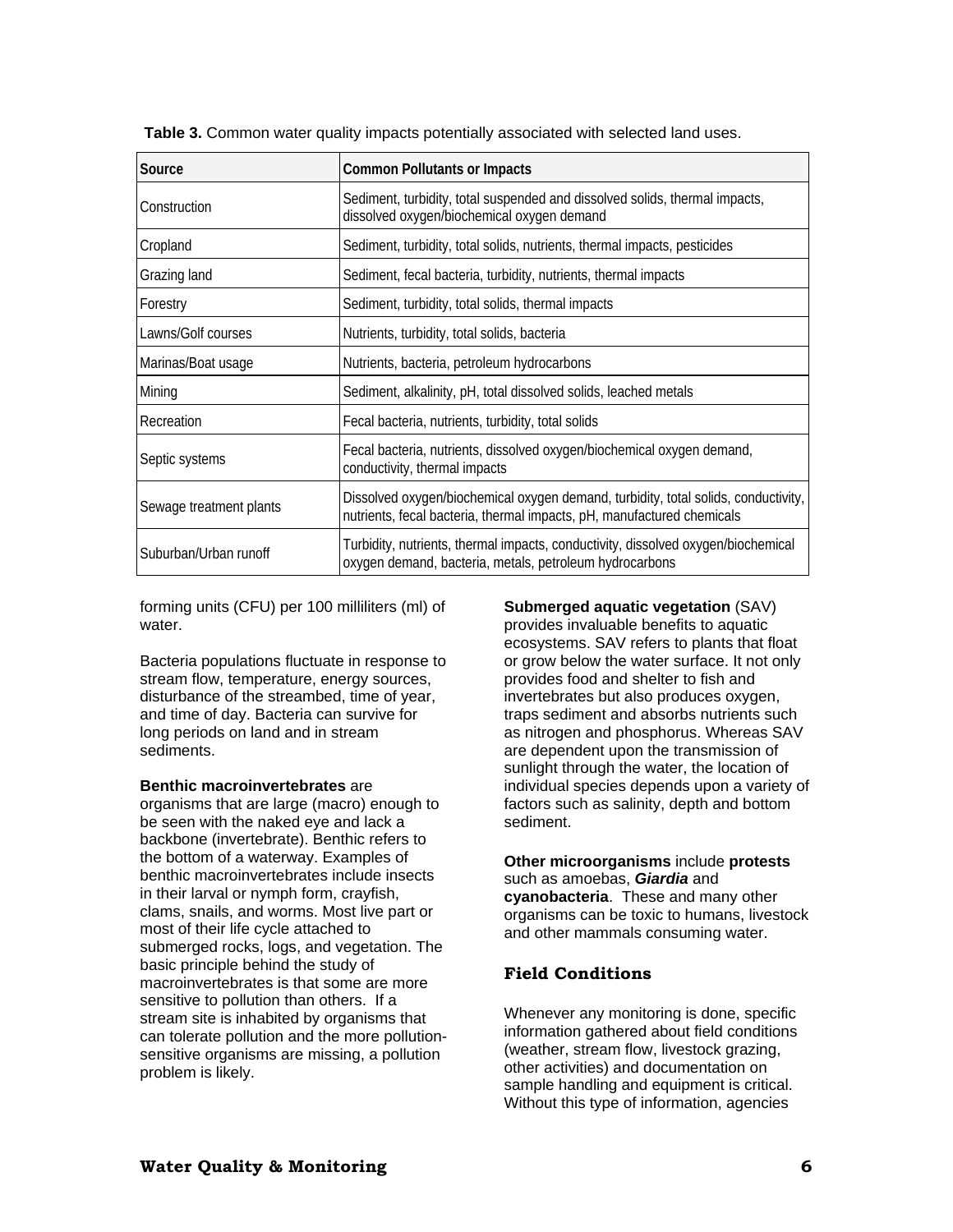**Table 3.** Common water quality impacts potentially associated with selected land uses.

| Source | Common Pollutants or Impacts |
|---|---|
| Construction | Sediment, turbidity, total suspended and dissolved solids, thermal impacts, dissolved oxygen/biochemical oxygen demand |
| Cropland | Sediment, turbidity, total solids, nutrients, thermal impacts, pesticides |
| Grazing land | Sediment, fecal bacteria, turbidity, nutrients, thermal impacts |
| Forestry | Sediment, turbidity, total solids, thermal impacts |
| Lawns/Golf courses | Nutrients, turbidity, total solids, bacteria |
| Marinas/Boat usage | Nutrients, bacteria, petroleum hydrocarbons |
| Mining | Sediment, alkalinity, pH, total dissolved solids, leached metals |
| Recreation | Fecal bacteria, nutrients, turbidity, total solids |
| Septic systems | Fecal bacteria, nutrients, dissolved oxygen/biochemical oxygen demand, conductivity, thermal impacts |
| Sewage treatment plants | Dissolved oxygen/biochemical oxygen demand, turbidity, total solids, conductivity, nutrients, fecal bacteria, thermal impacts, pH, manufactured chemicals |
| Suburban/Urban runoff | Turbidity, nutrients, thermal impacts, conductivity, dissolved oxygen/biochemical oxygen demand, bacteria, metals, petroleum hydrocarbons |

forming units (CFU) per 100 milliliters (ml) of water.

Bacteria populations fluctuate in response to stream flow, temperature, energy sources, disturbance of the streambed, time of year, and time of day. Bacteria can survive for long periods on land and in stream sediments.

**Benthic macroinvertebrates** are organisms that are large (macro) enough to be seen with the naked eye and lack a backbone (invertebrate). Benthic refers to the bottom of a waterway. Examples of benthic macroinvertebrates include insects in their larval or nymph form, crayfish, clams, snails, and worms. Most live part or most of their life cycle attached to submerged rocks, logs, and vegetation. The basic principle behind the study of macroinvertebrates is that some are more sensitive to pollution than others. If a stream site is inhabited by organisms that can tolerate pollution and the more pollution-sensitive organisms are missing, a pollution problem is likely.

**Submerged aquatic vegetation** (SAV) provides invaluable benefits to aquatic ecosystems. SAV refers to plants that float or grow below the water surface. It not only provides food and shelter to fish and invertebrates but also produces oxygen, traps sediment and absorbs nutrients such as nitrogen and phosphorus. Whereas SAV are dependent upon the transmission of sunlight through the water, the location of individual species depends upon a variety of factors such as salinity, depth and bottom sediment.

**Other microorganisms** include **protests** such as amoebas, ***Giardia*** and **cyanobacteria**. These and many other organisms can be toxic to humans, livestock and other mammals consuming water.

## Field Conditions

Whenever any monitoring is done, specific information gathered about field conditions (weather, stream flow, livestock grazing, other activities) and documentation on sample handling and equipment is critical. Without this type of information, agencies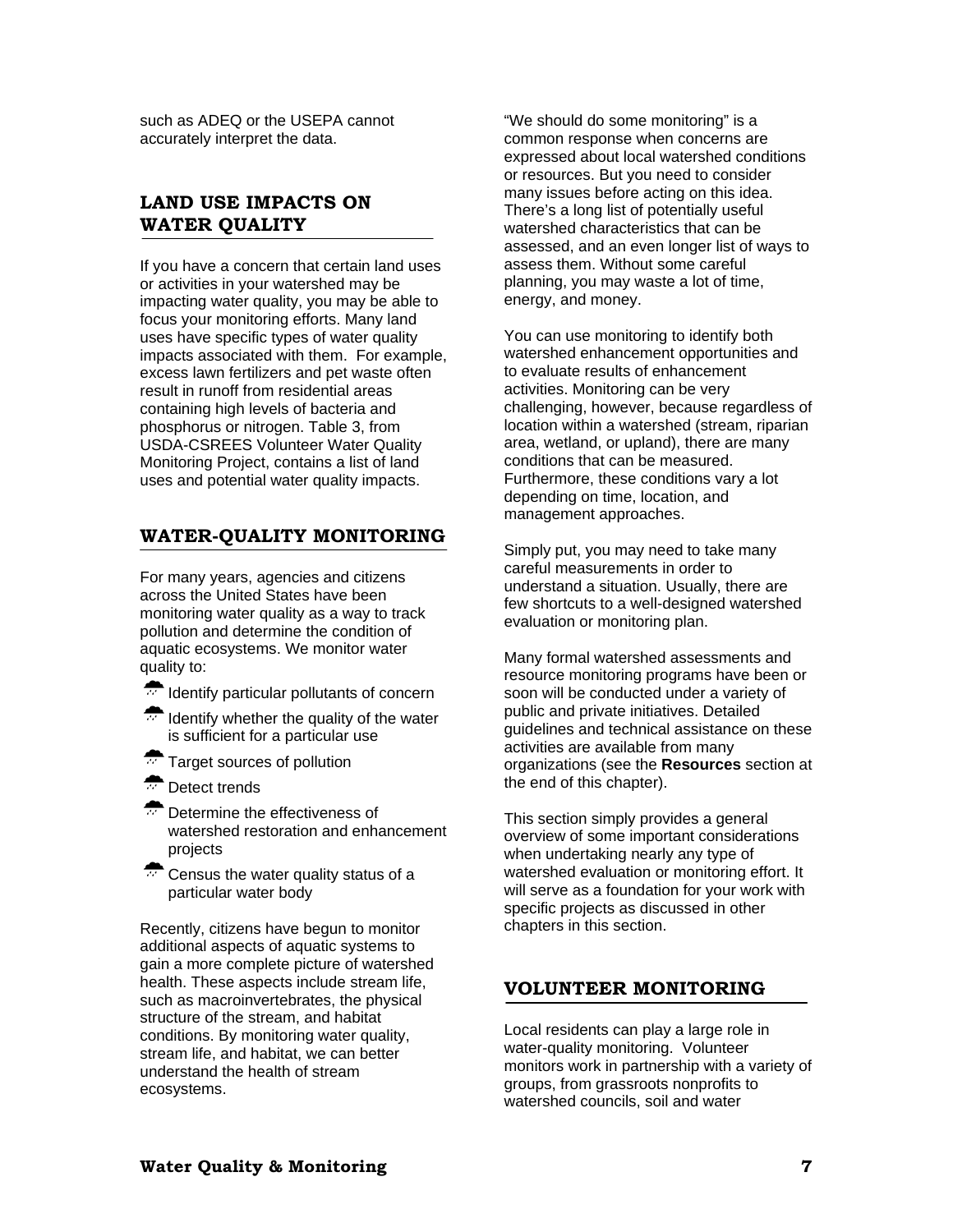such as ADEQ or the USEPA cannot accurately interpret the data.

## LAND USE IMPACTS ON WATER QUALITY

If you have a concern that certain land uses or activities in your watershed may be impacting water quality, you may be able to focus your monitoring efforts. Many land uses have specific types of water quality impacts associated with them. For example, excess lawn fertilizers and pet waste often result in runoff from residential areas containing high levels of bacteria and phosphorus or nitrogen. Table 3, from USDA-CSREES Volunteer Water Quality Monitoring Project, contains a list of land uses and potential water quality impacts.

## WATER-QUALITY MONITORING

For many years, agencies and citizens across the United States have been monitoring water quality as a way to track pollution and determine the condition of aquatic ecosystems. We monitor water quality to:

- Identify particular pollutants of concern
- Identify whether the quality of the water is sufficient for a particular use
- Target sources of pollution
- Detect trends
- Determine the effectiveness of watershed restoration and enhancement projects
- Census the water quality status of a particular water body

Recently, citizens have begun to monitor additional aspects of aquatic systems to gain a more complete picture of watershed health. These aspects include stream life, such as macroinvertebrates, the physical structure of the stream, and habitat conditions. By monitoring water quality, stream life, and habitat, we can better understand the health of stream ecosystems.

"We should do some monitoring" is a common response when concerns are expressed about local watershed conditions or resources. But you need to consider many issues before acting on this idea. There's a long list of potentially useful watershed characteristics that can be assessed, and an even longer list of ways to assess them. Without some careful planning, you may waste a lot of time, energy, and money.

You can use monitoring to identify both watershed enhancement opportunities and to evaluate results of enhancement activities. Monitoring can be very challenging, however, because regardless of location within a watershed (stream, riparian area, wetland, or upland), there are many conditions that can be measured. Furthermore, these conditions vary a lot depending on time, location, and management approaches.

Simply put, you may need to take many careful measurements in order to understand a situation. Usually, there are few shortcuts to a well-designed watershed evaluation or monitoring plan.

Many formal watershed assessments and resource monitoring programs have been or soon will be conducted under a variety of public and private initiatives. Detailed guidelines and technical assistance on these activities are available from many organizations (see the **Resources** section at the end of this chapter).

This section simply provides a general overview of some important considerations when undertaking nearly any type of watershed evaluation or monitoring effort. It will serve as a foundation for your work with specific projects as discussed in other chapters in this section.

## VOLUNTEER MONITORING

Local residents can play a large role in water-quality monitoring. Volunteer monitors work in partnership with a variety of groups, from grassroots nonprofits to watershed councils, soil and water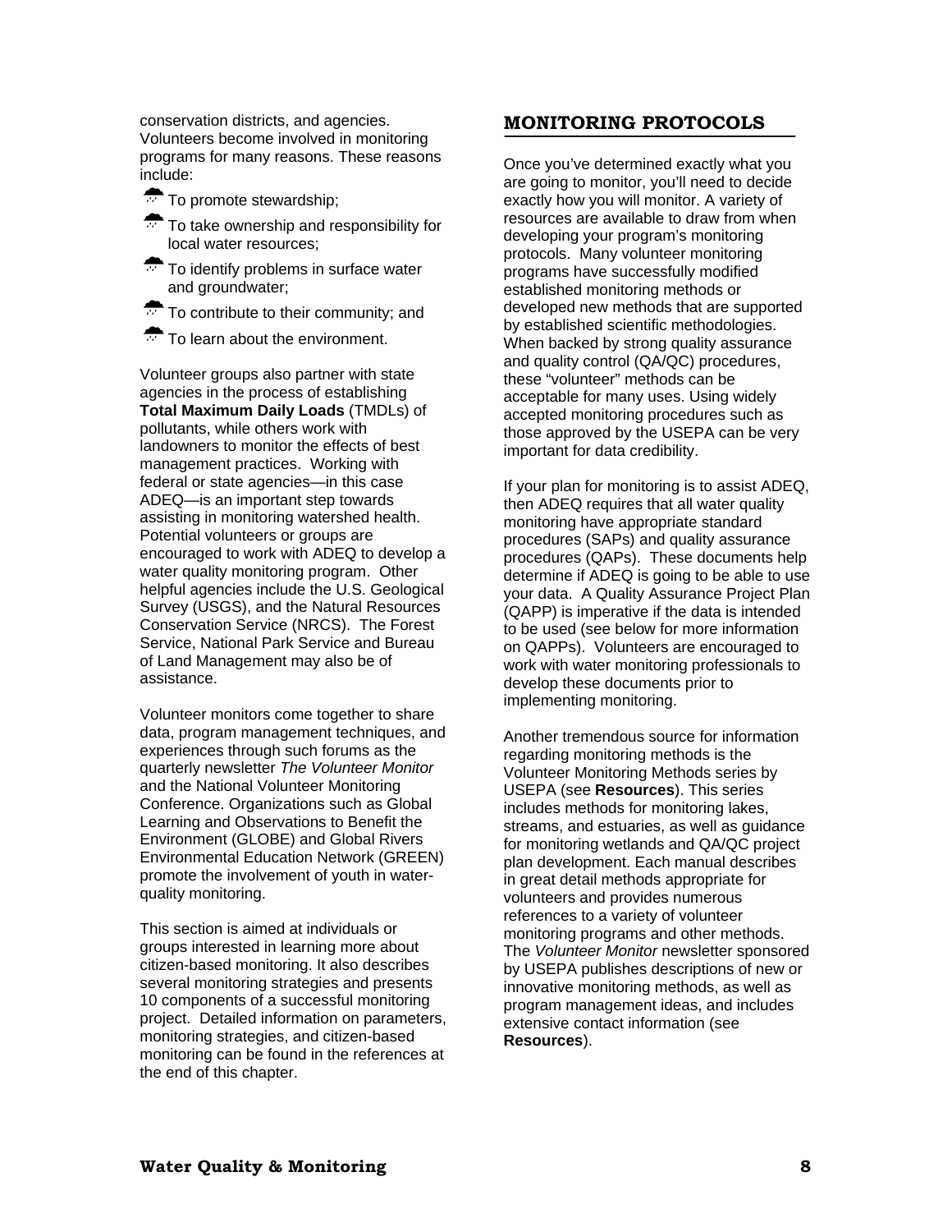conservation districts, and agencies. Volunteers become involved in monitoring programs for many reasons. These reasons include:

- To promote stewardship;
- To take ownership and responsibility for local water resources;
- To identify problems in surface water and groundwater;
- To contribute to their community; and
- To learn about the environment.

Volunteer groups also partner with state agencies in the process of establishing **Total Maximum Daily Loads** (TMDLs) of pollutants, while others work with landowners to monitor the effects of best management practices. Working with federal or state agencies—in this case ADEQ—is an important step towards assisting in monitoring watershed health. Potential volunteers or groups are encouraged to work with ADEQ to develop a water quality monitoring program. Other helpful agencies include the U.S. Geological Survey (USGS), and the Natural Resources Conservation Service (NRCS). The Forest Service, National Park Service and Bureau of Land Management may also be of assistance.

Volunteer monitors come together to share data, program management techniques, and experiences through such forums as the quarterly newsletter *The Volunteer Monitor* and the National Volunteer Monitoring Conference. Organizations such as Global Learning and Observations to Benefit the Environment (GLOBE) and Global Rivers Environmental Education Network (GREEN) promote the involvement of youth in water-quality monitoring.

This section is aimed at individuals or groups interested in learning more about citizen-based monitoring. It also describes several monitoring strategies and presents 10 components of a successful monitoring project. Detailed information on parameters, monitoring strategies, and citizen-based monitoring can be found in the references at the end of this chapter.

## MONITORING PROTOCOLS

Once you've determined exactly what you are going to monitor, you'll need to decide exactly how you will monitor. A variety of resources are available to draw from when developing your program's monitoring protocols. Many volunteer monitoring programs have successfully modified established monitoring methods or developed new methods that are supported by established scientific methodologies. When backed by strong quality assurance and quality control (QA/QC) procedures, these "volunteer" methods can be acceptable for many uses. Using widely accepted monitoring procedures such as those approved by the USEPA can be very important for data credibility.

If your plan for monitoring is to assist ADEQ, then ADEQ requires that all water quality monitoring have appropriate standard procedures (SAPs) and quality assurance procedures (QAPs). These documents help determine if ADEQ is going to be able to use your data. A Quality Assurance Project Plan (QAPP) is imperative if the data is intended to be used (see below for more information on QAPPs). Volunteers are encouraged to work with water monitoring professionals to develop these documents prior to implementing monitoring.

Another tremendous source for information regarding monitoring methods is the Volunteer Monitoring Methods series by USEPA (see **Resources**). This series includes methods for monitoring lakes, streams, and estuaries, as well as guidance for monitoring wetlands and QA/QC project plan development. Each manual describes in great detail methods appropriate for volunteers and provides numerous references to a variety of volunteer monitoring programs and other methods. The *Volunteer Monitor* newsletter sponsored by USEPA publishes descriptions of new or innovative monitoring methods, as well as program management ideas, and includes extensive contact information (see **Resources**).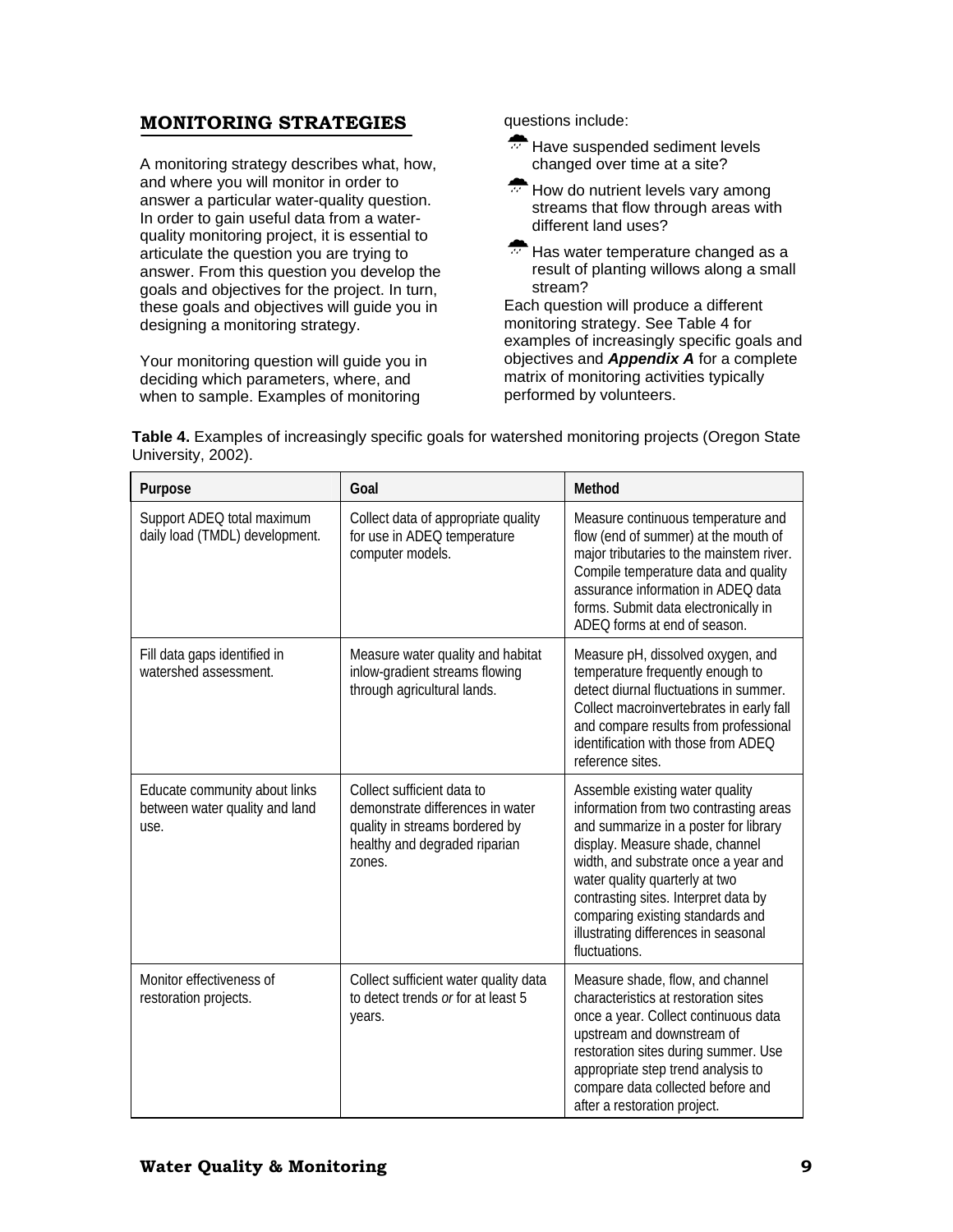## MONITORING STRATEGIES

A monitoring strategy describes what, how, and where you will monitor in order to answer a particular water-quality question. In order to gain useful data from a water-quality monitoring project, it is essential to articulate the question you are trying to answer. From this question you develop the goals and objectives for the project. In turn, these goals and objectives will guide you in designing a monitoring strategy.

Your monitoring question will guide you in deciding which parameters, where, and when to sample. Examples of monitoring questions include:

- Have suspended sediment levels changed over time at a site?
- How do nutrient levels vary among streams that flow through areas with different land uses?
- Has water temperature changed as a result of planting willows along a small stream?

Each question will produce a different monitoring strategy. See Table 4 for examples of increasingly specific goals and objectives and ***Appendix A*** for a complete matrix of monitoring activities typically performed by volunteers.

**Table 4.** Examples of increasingly specific goals for watershed monitoring projects (Oregon State University, 2002).

| Purpose | Goal | Method |
|---|---|---|
| Support ADEQ total maximum daily load (TMDL) development. | Collect data of appropriate quality for use in ADEQ temperature computer models. | Measure continuous temperature and flow (end of summer) at the mouth of major tributaries to the mainstem river. Compile temperature data and quality assurance information in ADEQ data forms. Submit data electronically in ADEQ forms at end of season. |
| Fill data gaps identified in watershed assessment. | Measure water quality and habitat inlow-gradient streams flowing through agricultural lands. | Measure pH, dissolved oxygen, and temperature frequently enough to detect diurnal fluctuations in summer. Collect macroinvertebrates in early fall and compare results from professional identification with those from ADEQ reference sites. |
| Educate community about links between water quality and land use. | Collect sufficient data to demonstrate differences in water quality in streams bordered by healthy and degraded riparian zones. | Assemble existing water quality information from two contrasting areas and summarize in a poster for library display. Measure shade, channel width, and substrate once a year and water quality quarterly at two contrasting sites. Interpret data by comparing existing standards and illustrating differences in seasonal fluctuations. |
| Monitor effectiveness of restoration projects. | Collect sufficient water quality data to detect trends *or* for at least 5 years. | Measure shade, flow, and channel characteristics at restoration sites once a year. Collect continuous data upstream and downstream of restoration sites during summer. Use appropriate step trend analysis to compare data collected before and after a restoration project. |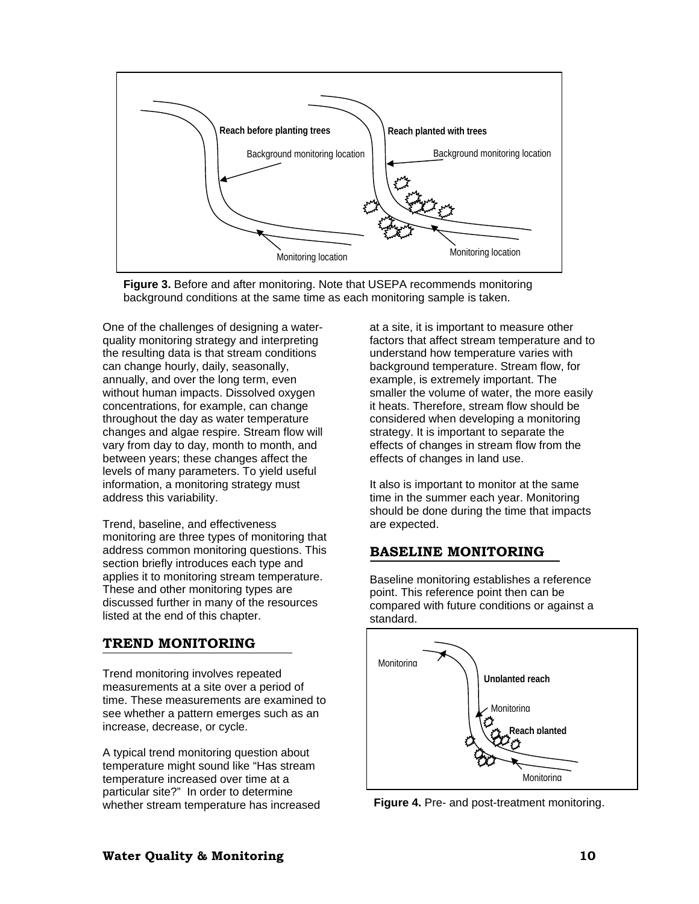Reach before planting trees

Background monitoring location

Monitoring location

Reach planted with trees

Background monitoring location

Monitoring location

**Figure 3.** Before and after monitoring. Note that USEPA recommends monitoring background conditions at the same time as each monitoring sample is taken.

One of the challenges of designing a water-quality monitoring strategy and interpreting the resulting data is that stream conditions can change hourly, daily, seasonally, annually, and over the long term, even without human impacts. Dissolved oxygen concentrations, for example, can change throughout the day as water temperature changes and algae respire. Stream flow will vary from day to day, month to month, and between years; these changes affect the levels of many parameters. To yield useful information, a monitoring strategy must address this variability.

Trend, baseline, and effectiveness monitoring are three types of monitoring that address common monitoring questions. This section briefly introduces each type and applies it to monitoring stream temperature. These and other monitoring types are discussed further in many of the resources listed at the end of this chapter.

## TREND MONITORING

Trend monitoring involves repeated measurements at a site over a period of time. These measurements are examined to see whether a pattern emerges such as an increase, decrease, or cycle.

A typical trend monitoring question about temperature might sound like "Has stream temperature increased over time at a particular site?" In order to determine whether stream temperature has increased at a site, it is important to measure other factors that affect stream temperature and to understand how temperature varies with background temperature. Stream flow, for example, is extremely important. The smaller the volume of water, the more easily it heats. Therefore, stream flow should be considered when developing a monitoring strategy. It is important to separate the effects of changes in stream flow from the effects of changes in land use.

It also is important to monitor at the same time in the summer each year. Monitoring should be done during the time that impacts are expected.

## BASELINE MONITORING

Baseline monitoring establishes a reference point. This reference point then can be compared with future conditions or against a standard.

Monitoring

Unplanted reach

Monitoring

Reach planted

Monitoring

**Figure 4.** Pre- and post-treatment monitoring.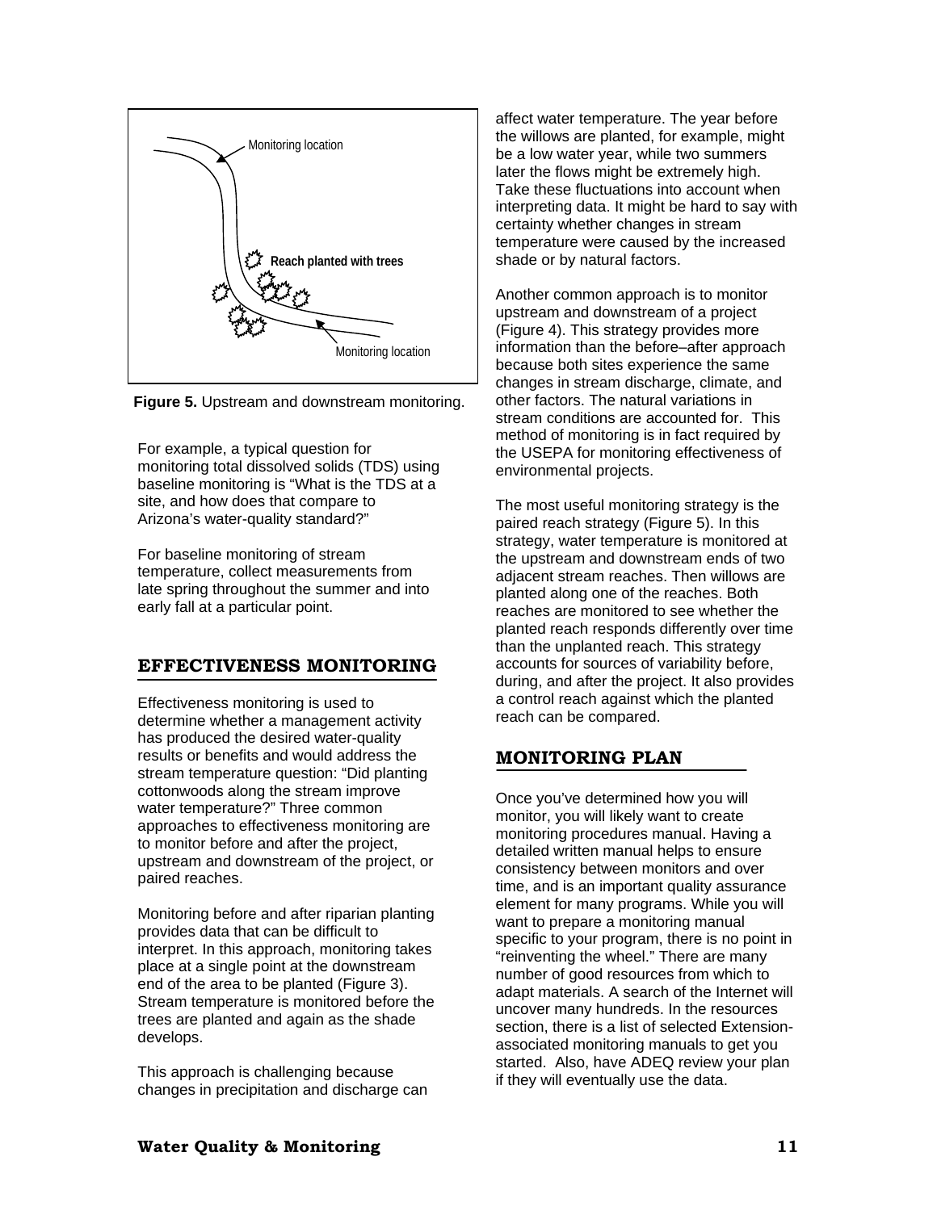Monitoring location

Reach planted with trees

Monitoring location

**Figure 5.** Upstream and downstream monitoring.

For example, a typical question for monitoring total dissolved solids (TDS) using baseline monitoring is "What is the TDS at a site, and how does that compare to Arizona's water-quality standard?"

For baseline monitoring of stream temperature, collect measurements from late spring throughout the summer and into early fall at a particular point.

## EFFECTIVENESS MONITORING

Effectiveness monitoring is used to determine whether a management activity has produced the desired water-quality results or benefits and would address the stream temperature question: "Did planting cottonwoods along the stream improve water temperature?" Three common approaches to effectiveness monitoring are to monitor before and after the project, upstream and downstream of the project, or paired reaches.

Monitoring before and after riparian planting provides data that can be difficult to interpret. In this approach, monitoring takes place at a single point at the downstream end of the area to be planted (Figure 3). Stream temperature is monitored before the trees are planted and again as the shade develops.

This approach is challenging because changes in precipitation and discharge can affect water temperature. The year before the willows are planted, for example, might be a low water year, while two summers later the flows might be extremely high. Take these fluctuations into account when interpreting data. It might be hard to say with certainty whether changes in stream temperature were caused by the increased shade or by natural factors.

Another common approach is to monitor upstream and downstream of a project (Figure 4). This strategy provides more information than the before–after approach because both sites experience the same changes in stream discharge, climate, and other factors. The natural variations in stream conditions are accounted for. This method of monitoring is in fact required by the USEPA for monitoring effectiveness of environmental projects.

The most useful monitoring strategy is the paired reach strategy (Figure 5). In this strategy, water temperature is monitored at the upstream and downstream ends of two adjacent stream reaches. Then willows are planted along one of the reaches. Both reaches are monitored to see whether the planted reach responds differently over time than the unplanted reach. This strategy accounts for sources of variability before, during, and after the project. It also provides a control reach against which the planted reach can be compared.

## MONITORING PLAN

Once you've determined how you will monitor, you will likely want to create monitoring procedures manual. Having a detailed written manual helps to ensure consistency between monitors and over time, and is an important quality assurance element for many programs. While you will want to prepare a monitoring manual specific to your program, there is no point in "reinventing the wheel." There are many number of good resources from which to adapt materials. A search of the Internet will uncover many hundreds. In the resources section, there is a list of selected Extension-associated monitoring manuals to get you started. Also, have ADEQ review your plan if they will eventually use the data.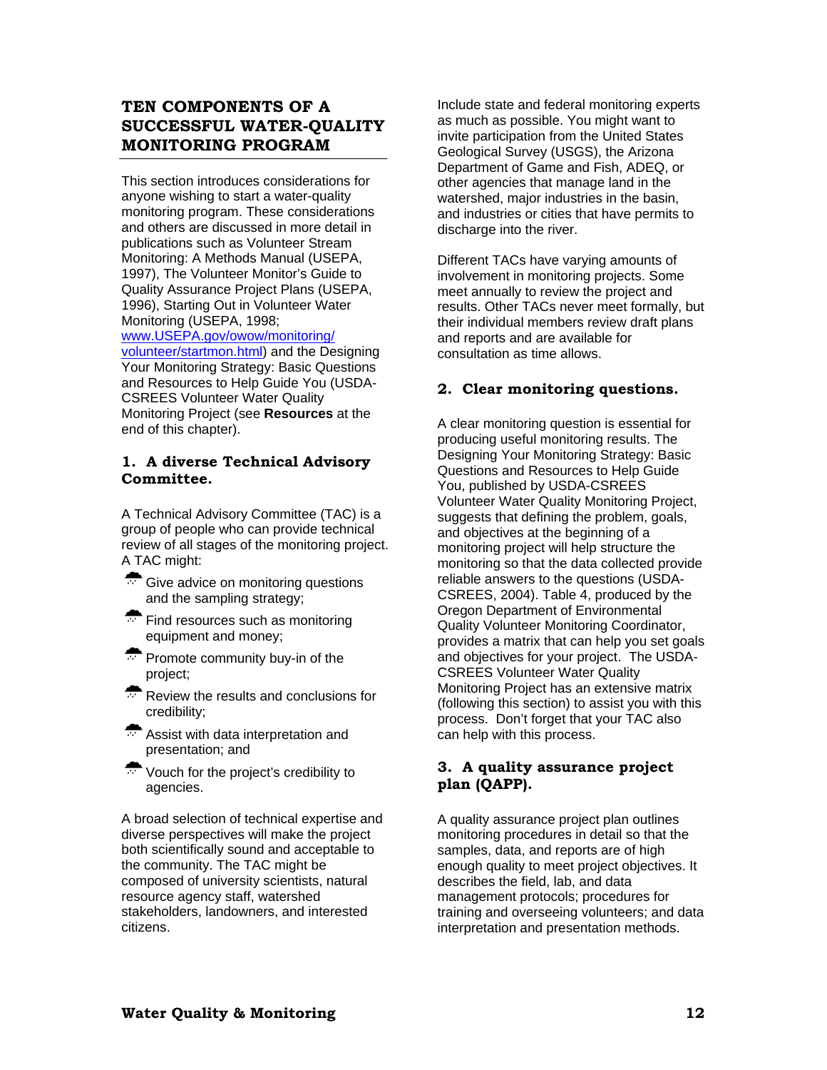## TEN COMPONENTS OF A SUCCESSFUL WATER-QUALITY MONITORING PROGRAM

This section introduces considerations for anyone wishing to start a water-quality monitoring program. These considerations and others are discussed in more detail in publications such as Volunteer Stream Monitoring: A Methods Manual (USEPA, 1997), The Volunteer Monitor's Guide to Quality Assurance Project Plans (USEPA, 1996), Starting Out in Volunteer Water Monitoring (USEPA, 1998; www.USEPA.gov/owow/monitoring/volunteer/startmon.html) and the Designing Your Monitoring Strategy: Basic Questions and Resources to Help Guide You (USDA-CSREES Volunteer Water Quality Monitoring Project (see **Resources** at the end of this chapter).

### 1. A diverse Technical Advisory Committee.

A Technical Advisory Committee (TAC) is a group of people who can provide technical review of all stages of the monitoring project. A TAC might:

- Give advice on monitoring questions and the sampling strategy;
- Find resources such as monitoring equipment and money;
- Promote community buy-in of the project;
- Review the results and conclusions for credibility;
- Assist with data interpretation and presentation; and
- Vouch for the project's credibility to agencies.

A broad selection of technical expertise and diverse perspectives will make the project both scientifically sound and acceptable to the community. The TAC might be composed of university scientists, natural resource agency staff, watershed stakeholders, landowners, and interested citizens.

Include state and federal monitoring experts as much as possible. You might want to invite participation from the United States Geological Survey (USGS), the Arizona Department of Game and Fish, ADEQ, or other agencies that manage land in the watershed, major industries in the basin, and industries or cities that have permits to discharge into the river.

Different TACs have varying amounts of involvement in monitoring projects. Some meet annually to review the project and results. Other TACs never meet formally, but their individual members review draft plans and reports and are available for consultation as time allows.

### 2. Clear monitoring questions.

A clear monitoring question is essential for producing useful monitoring results. The Designing Your Monitoring Strategy: Basic Questions and Resources to Help Guide You, published by USDA-CSREES Volunteer Water Quality Monitoring Project, suggests that defining the problem, goals, and objectives at the beginning of a monitoring project will help structure the monitoring so that the data collected provide reliable answers to the questions (USDA-CSREES, 2004). Table 4, produced by the Oregon Department of Environmental Quality Volunteer Monitoring Coordinator, provides a matrix that can help you set goals and objectives for your project. The USDA-CSREES Volunteer Water Quality Monitoring Project has an extensive matrix (following this section) to assist you with this process. Don't forget that your TAC also can help with this process.

### 3. A quality assurance project plan (QAPP).

A quality assurance project plan outlines monitoring procedures in detail so that the samples, data, and reports are of high enough quality to meet project objectives. It describes the field, lab, and data management protocols; procedures for training and overseeing volunteers; and data interpretation and presentation methods.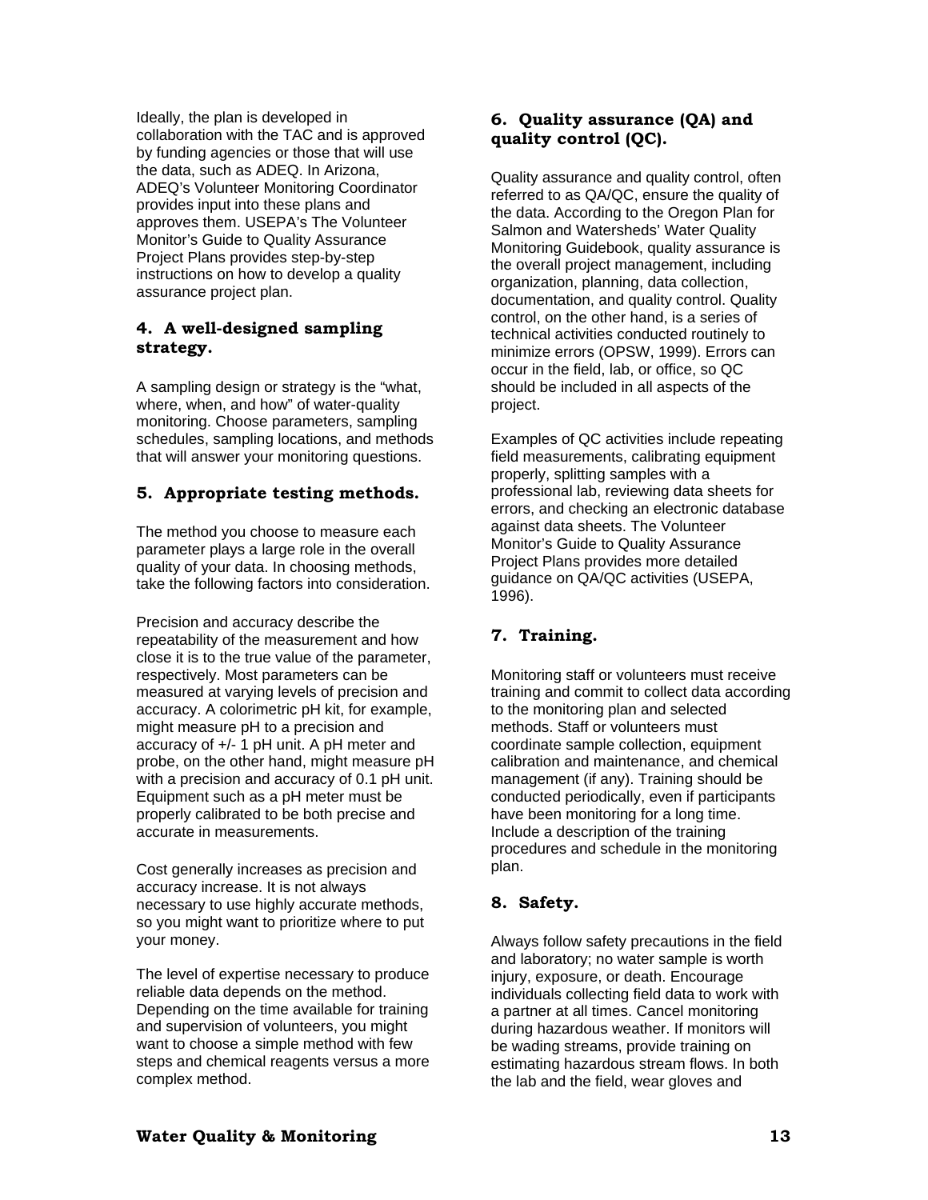Ideally, the plan is developed in collaboration with the TAC and is approved by funding agencies or those that will use the data, such as ADEQ. In Arizona, ADEQ's Volunteer Monitoring Coordinator provides input into these plans and approves them. USEPA's The Volunteer Monitor's Guide to Quality Assurance Project Plans provides step-by-step instructions on how to develop a quality assurance project plan.

### 4. A well-designed sampling strategy.

A sampling design or strategy is the "what, where, when, and how" of water-quality monitoring. Choose parameters, sampling schedules, sampling locations, and methods that will answer your monitoring questions.

### 5. Appropriate testing methods.

The method you choose to measure each parameter plays a large role in the overall quality of your data. In choosing methods, take the following factors into consideration.

Precision and accuracy describe the repeatability of the measurement and how close it is to the true value of the parameter, respectively. Most parameters can be measured at varying levels of precision and accuracy. A colorimetric pH kit, for example, might measure pH to a precision and accuracy of +/- 1 pH unit. A pH meter and probe, on the other hand, might measure pH with a precision and accuracy of 0.1 pH unit. Equipment such as a pH meter must be properly calibrated to be both precise and accurate in measurements.

Cost generally increases as precision and accuracy increase. It is not always necessary to use highly accurate methods, so you might want to prioritize where to put your money.

The level of expertise necessary to produce reliable data depends on the method. Depending on the time available for training and supervision of volunteers, you might want to choose a simple method with few steps and chemical reagents versus a more complex method.

### 6. Quality assurance (QA) and quality control (QC).

Quality assurance and quality control, often referred to as QA/QC, ensure the quality of the data. According to the Oregon Plan for Salmon and Watersheds' Water Quality Monitoring Guidebook, quality assurance is the overall project management, including organization, planning, data collection, documentation, and quality control. Quality control, on the other hand, is a series of technical activities conducted routinely to minimize errors (OPSW, 1999). Errors can occur in the field, lab, or office, so QC should be included in all aspects of the project.

Examples of QC activities include repeating field measurements, calibrating equipment properly, splitting samples with a professional lab, reviewing data sheets for errors, and checking an electronic database against data sheets. The Volunteer Monitor's Guide to Quality Assurance Project Plans provides more detailed guidance on QA/QC activities (USEPA, 1996).

### 7. Training.

Monitoring staff or volunteers must receive training and commit to collect data according to the monitoring plan and selected methods. Staff or volunteers must coordinate sample collection, equipment calibration and maintenance, and chemical management (if any). Training should be conducted periodically, even if participants have been monitoring for a long time. Include a description of the training procedures and schedule in the monitoring plan.

### 8. Safety.

Always follow safety precautions in the field and laboratory; no water sample is worth injury, exposure, or death. Encourage individuals collecting field data to work with a partner at all times. Cancel monitoring during hazardous weather. If monitors will be wading streams, provide training on estimating hazardous stream flows. In both the lab and the field, wear gloves and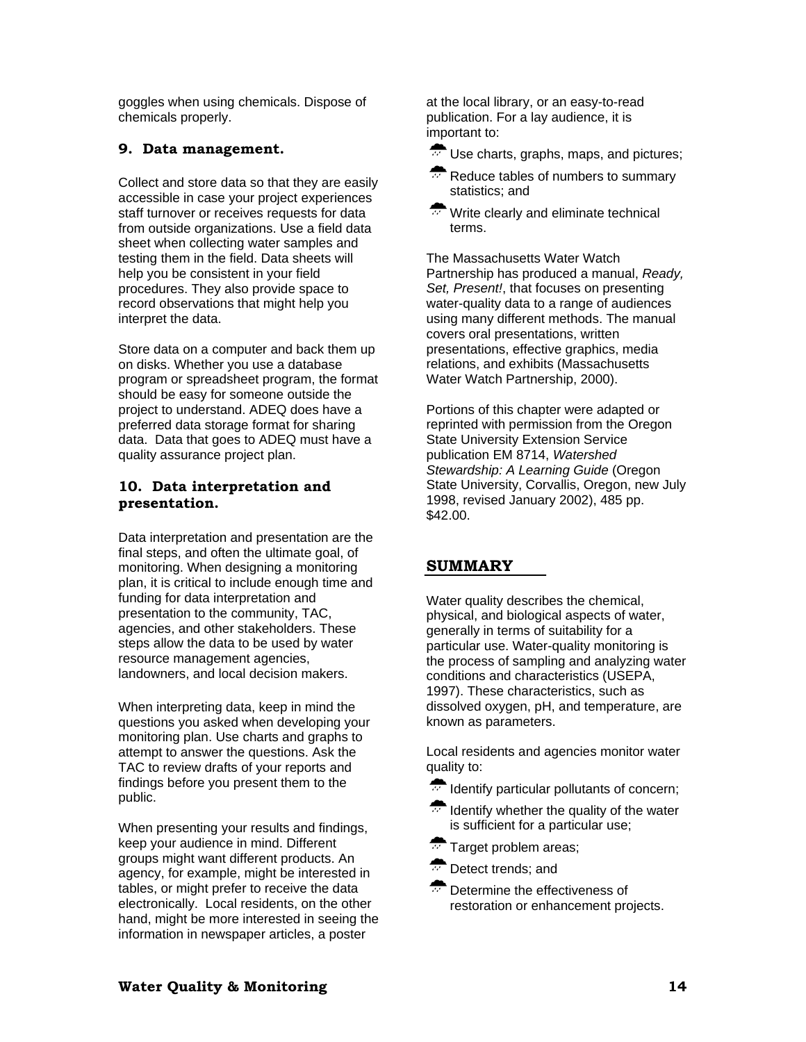goggles when using chemicals. Dispose of chemicals properly.

### 9. Data management.

Collect and store data so that they are easily accessible in case your project experiences staff turnover or receives requests for data from outside organizations. Use a field data sheet when collecting water samples and testing them in the field. Data sheets will help you be consistent in your field procedures. They also provide space to record observations that might help you interpret the data.

Store data on a computer and back them up on disks. Whether you use a database program or spreadsheet program, the format should be easy for someone outside the project to understand. ADEQ does have a preferred data storage format for sharing data. Data that goes to ADEQ must have a quality assurance project plan.

### 10. Data interpretation and presentation.

Data interpretation and presentation are the final steps, and often the ultimate goal, of monitoring. When designing a monitoring plan, it is critical to include enough time and funding for data interpretation and presentation to the community, TAC, agencies, and other stakeholders. These steps allow the data to be used by water resource management agencies, landowners, and local decision makers.

When interpreting data, keep in mind the questions you asked when developing your monitoring plan. Use charts and graphs to attempt to answer the questions. Ask the TAC to review drafts of your reports and findings before you present them to the public.

When presenting your results and findings, keep your audience in mind. Different groups might want different products. An agency, for example, might be interested in tables, or might prefer to receive the data electronically. Local residents, on the other hand, might be more interested in seeing the information in newspaper articles, a poster at the local library, or an easy-to-read publication. For a lay audience, it is important to:

- Use charts, graphs, maps, and pictures;
- Reduce tables of numbers to summary statistics; and
- Write clearly and eliminate technical terms.

The Massachusetts Water Watch Partnership has produced a manual, *Ready, Set, Present!*, that focuses on presenting water-quality data to a range of audiences using many different methods. The manual covers oral presentations, written presentations, effective graphics, media relations, and exhibits (Massachusetts Water Watch Partnership, 2000).

Portions of this chapter were adapted or reprinted with permission from the Oregon State University Extension Service publication EM 8714, *Watershed Stewardship: A Learning Guide* (Oregon State University, Corvallis, Oregon, new July 1998, revised January 2002), 485 pp. $42.00.

## SUMMARY

Water quality describes the chemical, physical, and biological aspects of water, generally in terms of suitability for a particular use. Water-quality monitoring is the process of sampling and analyzing water conditions and characteristics (USEPA, 1997). These characteristics, such as dissolved oxygen, pH, and temperature, are known as parameters.

Local residents and agencies monitor water quality to:

- Identify particular pollutants of concern;
- Identify whether the quality of the water is sufficient for a particular use;
- Target problem areas;
- Detect trends; and
- Determine the effectiveness of restoration or enhancement projects.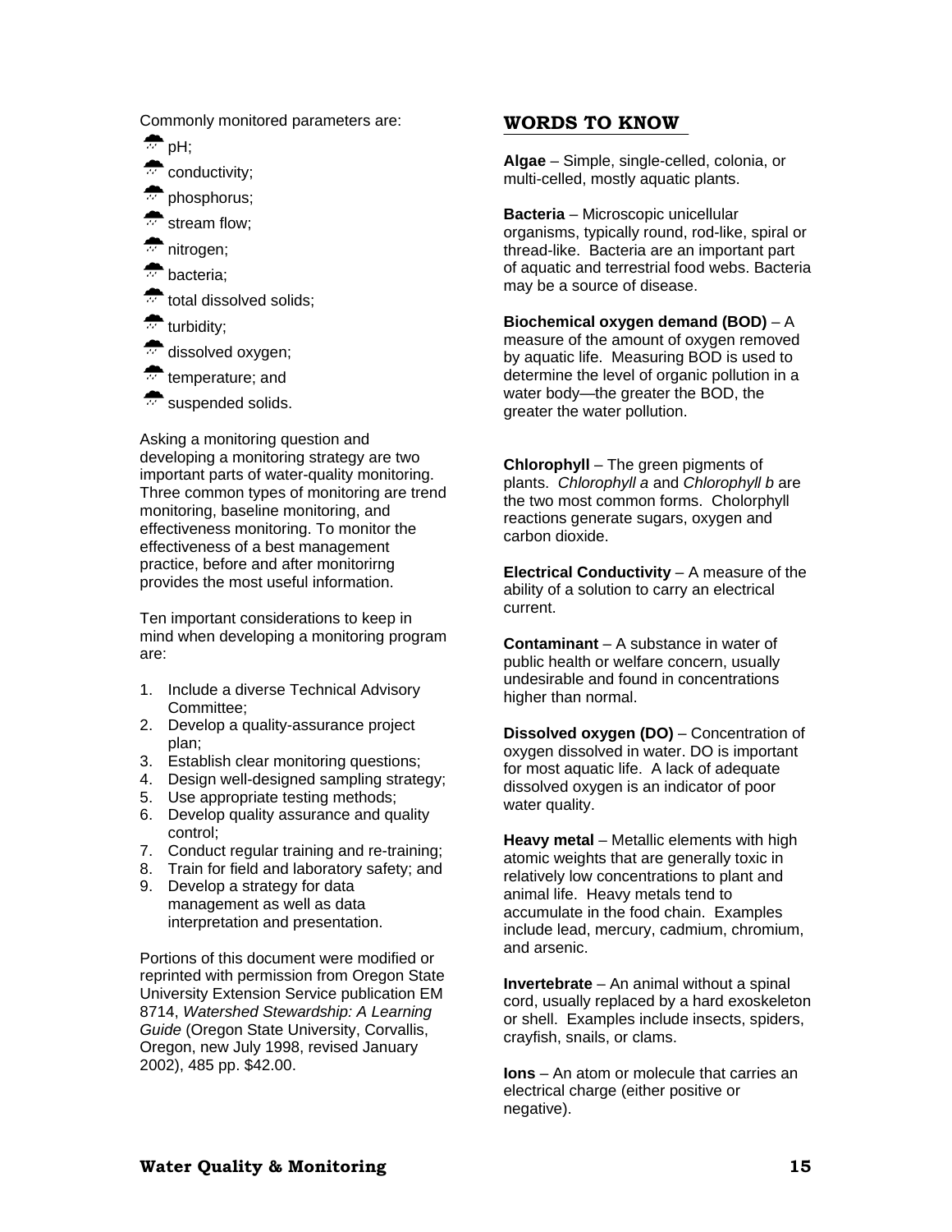Commonly monitored parameters are:

- pH;
- conductivity;
- phosphorus;
- stream flow;
- nitrogen;
- bacteria;
- total dissolved solids;
- turbidity;
- dissolved oxygen;
- temperature; and
- suspended solids.

Asking a monitoring question and developing a monitoring strategy are two important parts of water-quality monitoring. Three common types of monitoring are trend monitoring, baseline monitoring, and effectiveness monitoring. To monitor the effectiveness of a best management practice, before and after monitorirng provides the most useful information.

Ten important considerations to keep in mind when developing a monitoring program are:

1. Include a diverse Technical Advisory Committee;
2. Develop a quality-assurance project plan;
3. Establish clear monitoring questions;
4. Design well-designed sampling strategy;
5. Use appropriate testing methods;
6. Develop quality assurance and quality control;
7. Conduct regular training and re-training;
8. Train for field and laboratory safety; and
9. Develop a strategy for data management as well as data interpretation and presentation.

Portions of this document were modified or reprinted with permission from Oregon State University Extension Service publication EM 8714, *Watershed Stewardship: A Learning Guide* (Oregon State University, Corvallis, Oregon, new July 1998, revised January 2002), 485 pp. $42.00.

## WORDS TO KNOW

**Algae** – Simple, single-celled, colonia, or multi-celled, mostly aquatic plants.

**Bacteria** – Microscopic unicellular organisms, typically round, rod-like, spiral or thread-like. Bacteria are an important part of aquatic and terrestrial food webs. Bacteria may be a source of disease.

**Biochemical oxygen demand (BOD)** – A measure of the amount of oxygen removed by aquatic life. Measuring BOD is used to determine the level of organic pollution in a water body—the greater the BOD, the greater the water pollution.

**Chlorophyll** – The green pigments of plants. *Chlorophyll a* and *Chlorophyll b* are the two most common forms. Cholorphyll reactions generate sugars, oxygen and carbon dioxide.

**Electrical Conductivity** – A measure of the ability of a solution to carry an electrical current.

**Contaminant** – A substance in water of public health or welfare concern, usually undesirable and found in concentrations higher than normal.

**Dissolved oxygen (DO)** – Concentration of oxygen dissolved in water. DO is important for most aquatic life. A lack of adequate dissolved oxygen is an indicator of poor water quality.

**Heavy metal** – Metallic elements with high atomic weights that are generally toxic in relatively low concentrations to plant and animal life. Heavy metals tend to accumulate in the food chain. Examples include lead, mercury, cadmium, chromium, and arsenic.

**Invertebrate** – An animal without a spinal cord, usually replaced by a hard exoskeleton or shell. Examples include insects, spiders, crayfish, snails, or clams.

**Ions** – An atom or molecule that carries an electrical charge (either positive or negative).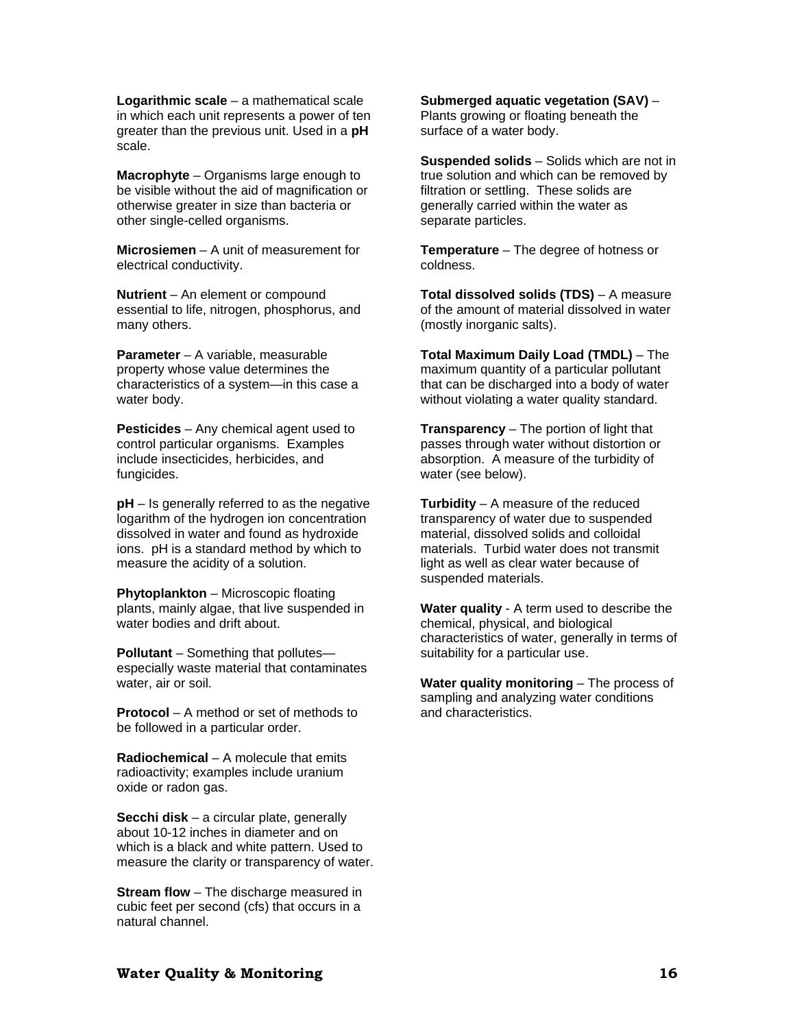**Logarithmic scale** – a mathematical scale in which each unit represents a power of ten greater than the previous unit. Used in a **pH** scale.

**Macrophyte** – Organisms large enough to be visible without the aid of magnification or otherwise greater in size than bacteria or other single-celled organisms.

**Microsiemen** – A unit of measurement for electrical conductivity.

**Nutrient** – An element or compound essential to life, nitrogen, phosphorus, and many others.

**Parameter** – A variable, measurable property whose value determines the characteristics of a system—in this case a water body.

**Pesticides** – Any chemical agent used to control particular organisms. Examples include insecticides, herbicides, and fungicides.

**pH** – Is generally referred to as the negative logarithm of the hydrogen ion concentration dissolved in water and found as hydroxide ions. pH is a standard method by which to measure the acidity of a solution.

**Phytoplankton** – Microscopic floating plants, mainly algae, that live suspended in water bodies and drift about.

**Pollutant** – Something that pollutes—especially waste material that contaminates water, air or soil.

**Protocol** – A method or set of methods to be followed in a particular order.

**Radiochemical** – A molecule that emits radioactivity; examples include uranium oxide or radon gas.

**Secchi disk** – a circular plate, generally about 10-12 inches in diameter and on which is a black and white pattern. Used to measure the clarity or transparency of water.

**Stream flow** – The discharge measured in cubic feet per second (cfs) that occurs in a natural channel.

**Submerged aquatic vegetation (SAV)** – Plants growing or floating beneath the surface of a water body.

**Suspended solids** – Solids which are not in true solution and which can be removed by filtration or settling. These solids are generally carried within the water as separate particles.

**Temperature** – The degree of hotness or coldness.

**Total dissolved solids (TDS)** – A measure of the amount of material dissolved in water (mostly inorganic salts).

**Total Maximum Daily Load (TMDL)** – The maximum quantity of a particular pollutant that can be discharged into a body of water without violating a water quality standard.

**Transparency** – The portion of light that passes through water without distortion or absorption. A measure of the turbidity of water (see below).

**Turbidity** – A measure of the reduced transparency of water due to suspended material, dissolved solids and colloidal materials. Turbid water does not transmit light as well as clear water because of suspended materials.

**Water quality** - A term used to describe the chemical, physical, and biological characteristics of water, generally in terms of suitability for a particular use.

**Water quality monitoring** – The process of sampling and analyzing water conditions and characteristics.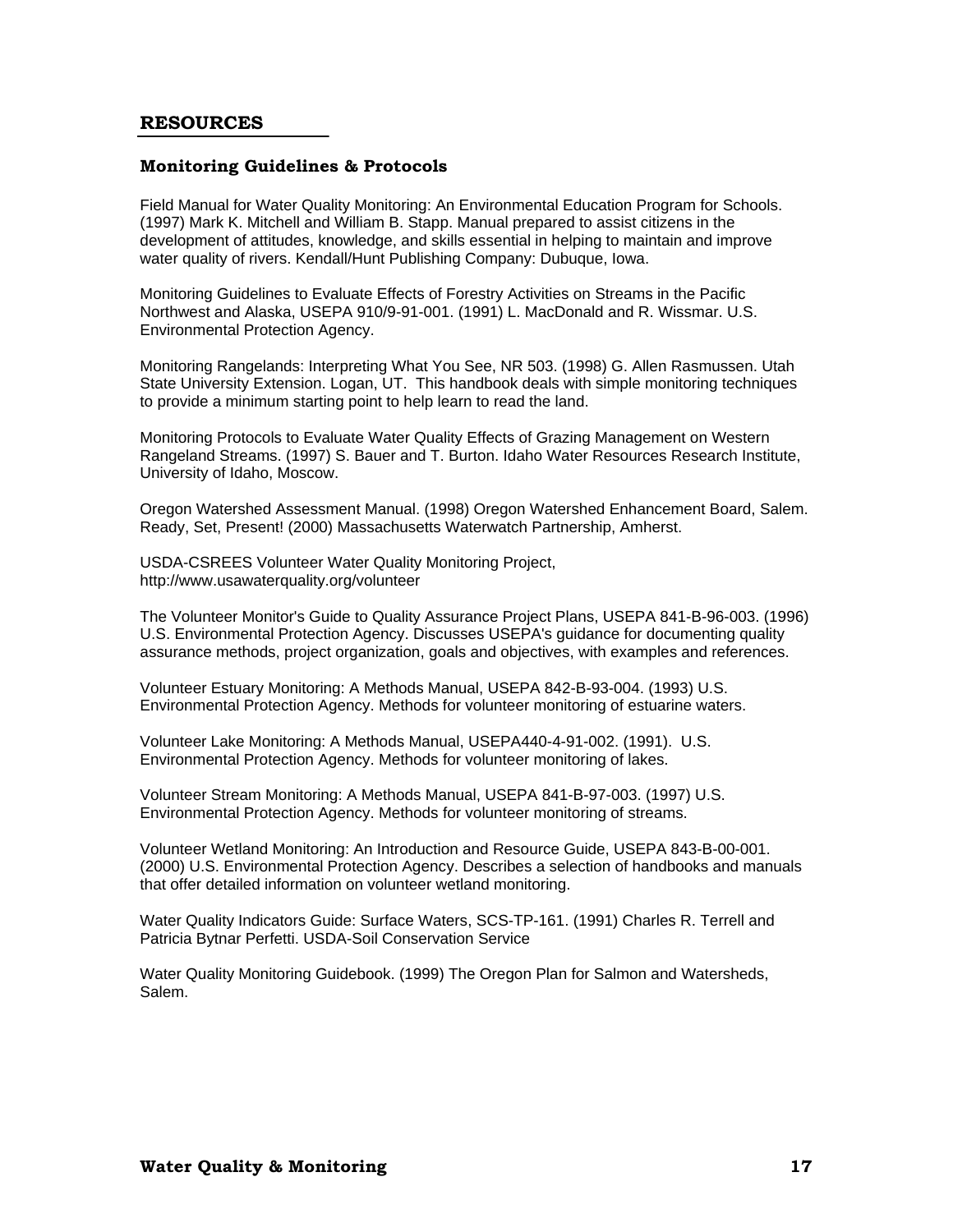## RESOURCES

### Monitoring Guidelines & Protocols

Field Manual for Water Quality Monitoring: An Environmental Education Program for Schools. (1997) Mark K. Mitchell and William B. Stapp. Manual prepared to assist citizens in the development of attitudes, knowledge, and skills essential in helping to maintain and improve water quality of rivers. Kendall/Hunt Publishing Company: Dubuque, Iowa.

Monitoring Guidelines to Evaluate Effects of Forestry Activities on Streams in the Pacific Northwest and Alaska, USEPA 910/9-91-001. (1991) L. MacDonald and R. Wissmar. U.S. Environmental Protection Agency.

Monitoring Rangelands: Interpreting What You See, NR 503. (1998) G. Allen Rasmussen. Utah State University Extension. Logan, UT. This handbook deals with simple monitoring techniques to provide a minimum starting point to help learn to read the land.

Monitoring Protocols to Evaluate Water Quality Effects of Grazing Management on Western Rangeland Streams. (1997) S. Bauer and T. Burton. Idaho Water Resources Research Institute, University of Idaho, Moscow.

Oregon Watershed Assessment Manual. (1998) Oregon Watershed Enhancement Board, Salem.
Ready, Set, Present! (2000) Massachusetts Waterwatch Partnership, Amherst.

USDA-CSREES Volunteer Water Quality Monitoring Project,
http://www.usawaterquality.org/volunteer

The Volunteer Monitor's Guide to Quality Assurance Project Plans, USEPA 841-B-96-003. (1996) U.S. Environmental Protection Agency. Discusses USEPA's guidance for documenting quality assurance methods, project organization, goals and objectives, with examples and references.

Volunteer Estuary Monitoring: A Methods Manual, USEPA 842-B-93-004. (1993) U.S. Environmental Protection Agency. Methods for volunteer monitoring of estuarine waters.

Volunteer Lake Monitoring: A Methods Manual, USEPA440-4-91-002. (1991). U.S. Environmental Protection Agency. Methods for volunteer monitoring of lakes.

Volunteer Stream Monitoring: A Methods Manual, USEPA 841-B-97-003. (1997) U.S. Environmental Protection Agency. Methods for volunteer monitoring of streams.

Volunteer Wetland Monitoring: An Introduction and Resource Guide, USEPA 843-B-00-001. (2000) U.S. Environmental Protection Agency. Describes a selection of handbooks and manuals that offer detailed information on volunteer wetland monitoring.

Water Quality Indicators Guide: Surface Waters, SCS-TP-161. (1991) Charles R. Terrell and Patricia Bytnar Perfetti. USDA-Soil Conservation Service

Water Quality Monitoring Guidebook. (1999) The Oregon Plan for Salmon and Watersheds, Salem.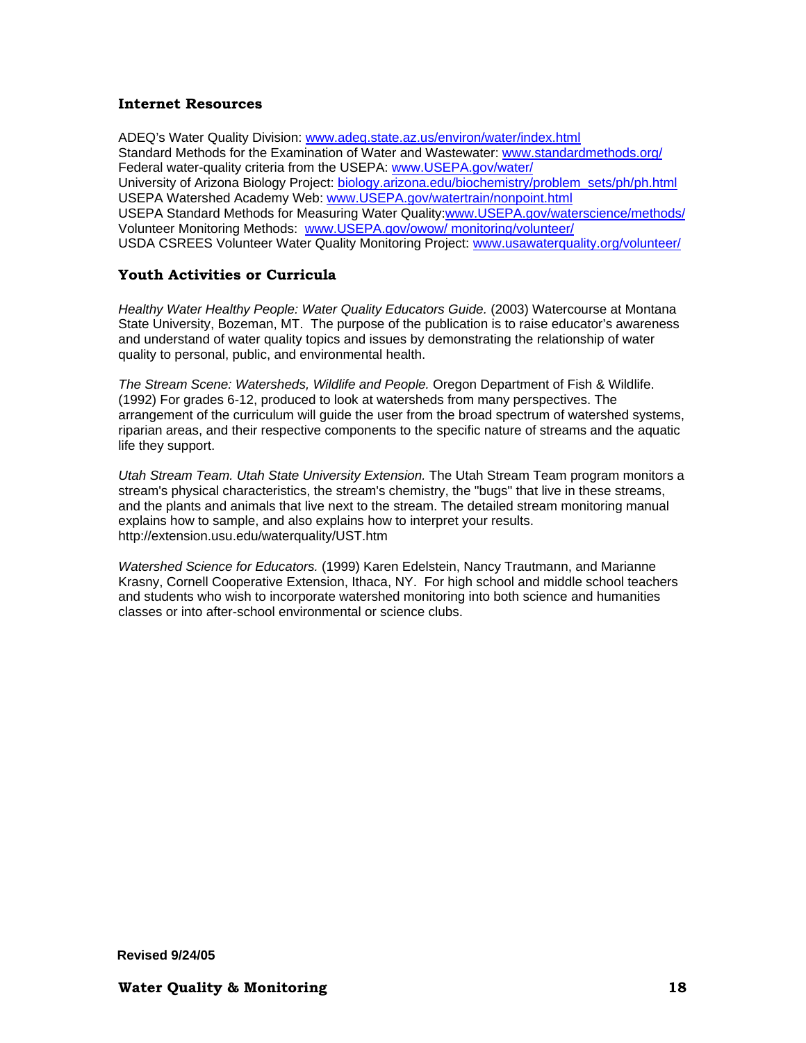## Internet Resources

ADEQ's Water Quality Division: www.adeq.state.az.us/environ/water/index.html
Standard Methods for the Examination of Water and Wastewater: www.standardmethods.org/
Federal water-quality criteria from the USEPA: www.USEPA.gov/water/
University of Arizona Biology Project: biology.arizona.edu/biochemistry/problem_sets/ph/ph.html
USEPA Watershed Academy Web: www.USEPA.gov/watertrain/nonpoint.html
USEPA Standard Methods for Measuring Water Quality:www.USEPA.gov/waterscience/methods/
Volunteer Monitoring Methods: www.USEPA.gov/owow/ monitoring/volunteer/
USDA CSREES Volunteer Water Quality Monitoring Project: www.usawaterquality.org/volunteer/

## Youth Activities or Curricula

*Healthy Water Healthy People: Water Quality Educators Guide.* (2003) Watercourse at Montana State University, Bozeman, MT. The purpose of the publication is to raise educator's awareness and understand of water quality topics and issues by demonstrating the relationship of water quality to personal, public, and environmental health.

*The Stream Scene: Watersheds, Wildlife and People.* Oregon Department of Fish & Wildlife. (1992) For grades 6-12, produced to look at watersheds from many perspectives. The arrangement of the curriculum will guide the user from the broad spectrum of watershed systems, riparian areas, and their respective components to the specific nature of streams and the aquatic life they support.

*Utah Stream Team. Utah State University Extension.* The Utah Stream Team program monitors a stream's physical characteristics, the stream's chemistry, the "bugs" that live in these streams, and the plants and animals that live next to the stream. The detailed stream monitoring manual explains how to sample, and also explains how to interpret your results. http://extension.usu.edu/waterquality/UST.htm

*Watershed Science for Educators.* (1999) Karen Edelstein, Nancy Trautmann, and Marianne Krasny, Cornell Cooperative Extension, Ithaca, NY. For high school and middle school teachers and students who wish to incorporate watershed monitoring into both science and humanities classes or into after-school environmental or science clubs.

**Revised 9/24/05**